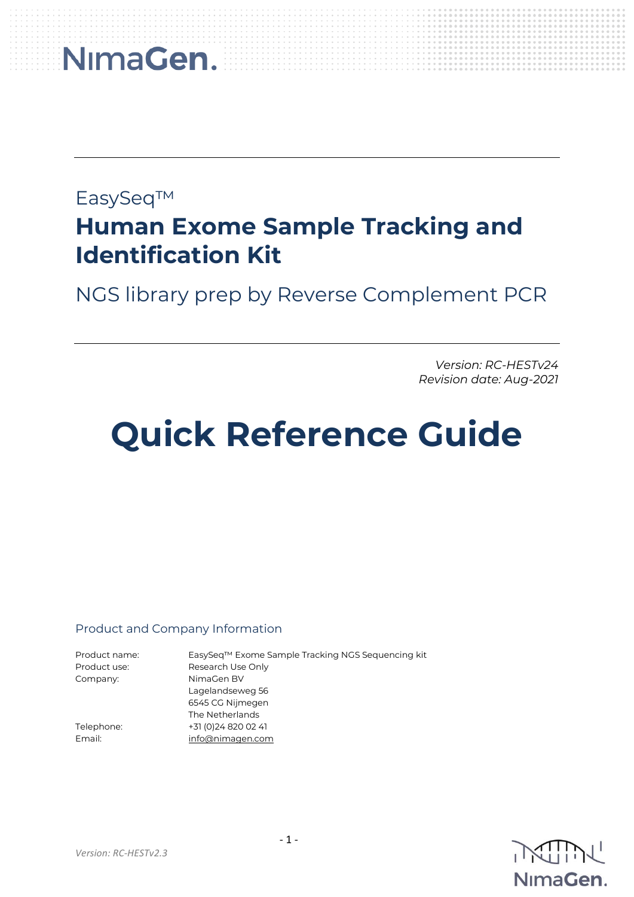EasySeq™

# Human Exome Sample Tracking and Identification Kit

NGS library prep by Reverse Complement PCR

*Version: RC-HESTv24*
*Revision date: Aug-2021*

# Quick Reference Guide

## Product and Company Information

| | |
|---|---|
| Product name: | EasySeq™ Exome Sample Tracking NGS Sequencing kit |
| Product use: | Research Use Only |
| Company: | NimaGen BV<br>Lagelandseweg 56<br>6545 CG Nijmegen<br>The Netherlands |
| Telephone: | +31 (0)24 820 02 41 |
| Email: | info@nimagen.com |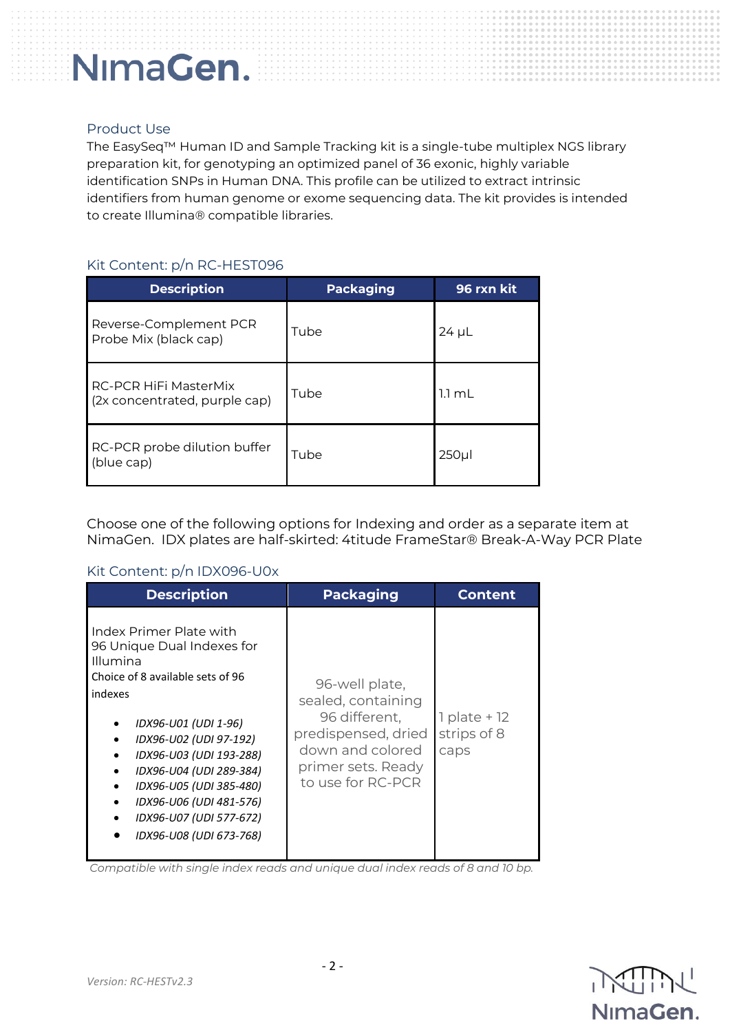## Product Use

The EasySeq™ Human ID and Sample Tracking kit is a single-tube multiplex NGS library preparation kit, for genotyping an optimized panel of 36 exonic, highly variable identification SNPs in Human DNA. This profile can be utilized to extract intrinsic identifiers from human genome or exome sequencing data. The kit provides is intended to create Illumina® compatible libraries.

### Kit Content: p/n RC-HEST096

| Description | Packaging | 96 rxn kit |
|---|---|---|
| Reverse-Complement PCR Probe Mix (black cap) | Tube | 24 µL |
| RC-PCR HiFi MasterMix (2x concentrated, purple cap) | Tube | 1.1 mL |
| RC-PCR probe dilution buffer (blue cap) | Tube | 250µl |

Choose one of the following options for Indexing and order as a separate item at NimaGen. IDX plates are half-skirted: 4titude FrameStar® Break-A-Way PCR Plate

### Kit Content: p/n IDX096-U0x

| Description | Packaging | Content |
|---|---|---|
| Index Primer Plate with 96 Unique Dual Indexes for Illumina<br>Choice of 8 available sets of 96 indexes<br>• *IDX96-U01 (UDI 1-96)*<br>• *IDX96-U02 (UDI 97-192)*<br>• *IDX96-U03 (UDI 193-288)*<br>• *IDX96-U04 (UDI 289-384)*<br>• *IDX96-U05 (UDI 385-480)*<br>• *IDX96-U06 (UDI 481-576)*<br>• *IDX96-U07 (UDI 577-672)*<br>• *IDX96-U08 (UDI 673-768)* | 96-well plate, sealed, containing 96 different, predispensed, dried down and colored primer sets. Ready to use for RC-PCR | 1 plate + 12 strips of 8 caps |

*Compatible with single index reads and unique dual index reads of 8 and 10 bp.*

*Version: RC-HESTv2.3*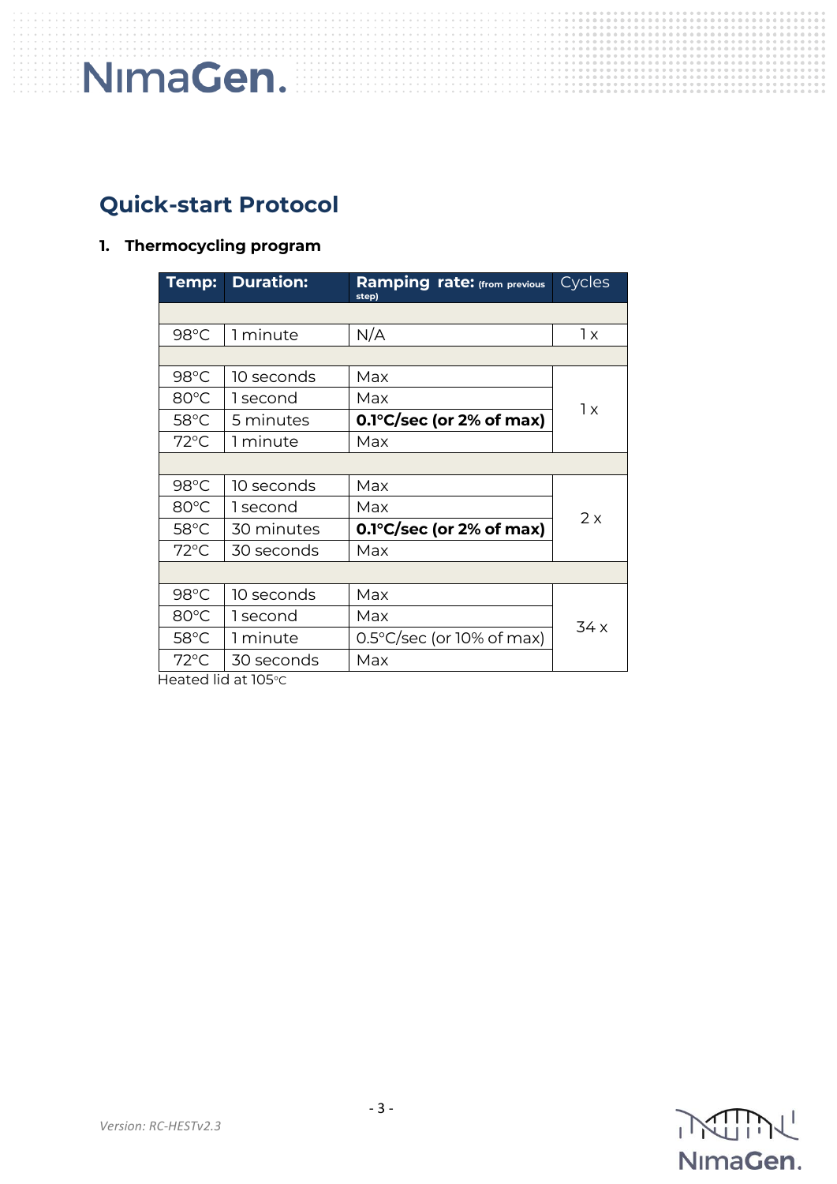## Quick-start Protocol

### 1. Thermocycling program

| Temp: | Duration: | Ramping rate: (from previous step) | Cycles |
|---|---|---|---|
| | | | |
| 98°C | 1 minute | N/A | 1 x |
| | | | |
| 98°C | 10 seconds | Max | 1 x |
| 80°C | 1 second | Max | |
| 58°C | 5 minutes | **0.1°C/sec (or 2% of max)** | |
| 72°C | 1 minute | Max | |
| | | | |
| 98°C | 10 seconds | Max | 2 x |
| 80°C | 1 second | Max | |
| 58°C | 30 minutes | **0.1°C/sec (or 2% of max)** | |
| 72°C | 30 seconds | Max | |
| | | | |
| 98°C | 10 seconds | Max | 34 x |
| 80°C | 1 second | Max | |
| 58°C | 1 minute | 0.5°C/sec (or 10% of max) | |
| 72°C | 30 seconds | Max | |

Heated lid at 105°C

*Version: RC-HESTv2.3*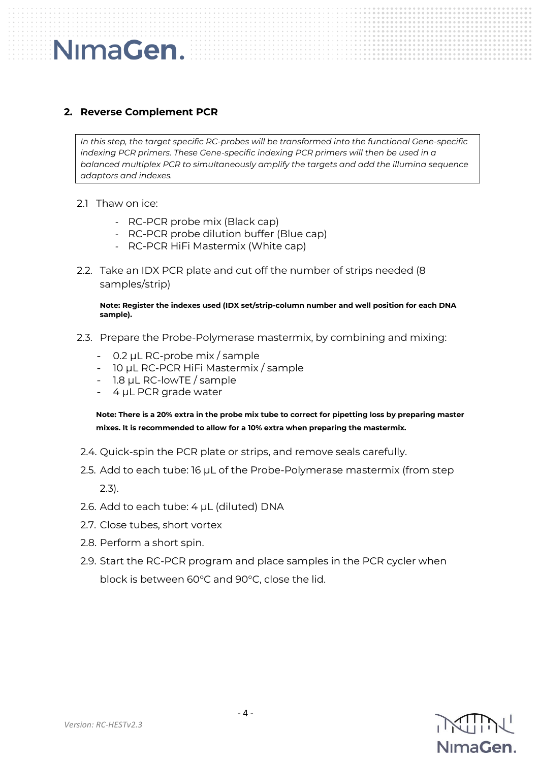## 2. Reverse Complement PCR

*In this step, the target specific RC-probes will be transformed into the functional Gene-specific indexing PCR primers. These Gene-specific indexing PCR primers will then be used in a balanced multiplex PCR to simultaneously amplify the targets and add the illumina sequence adaptors and indexes.*

2.1 Thaw on ice:

- RC-PCR probe mix (Black cap)
- RC-PCR probe dilution buffer (Blue cap)
- RC-PCR HiFi Mastermix (White cap)

2.2. Take an IDX PCR plate and cut off the number of strips needed (8 samples/strip)

**Note: Register the indexes used (IDX set/strip-column number and well position for each DNA sample).**

2.3. Prepare the Probe-Polymerase mastermix, by combining and mixing:

- 0.2 µL RC-probe mix / sample
- 10 µL RC-PCR HiFi Mastermix / sample
- 1.8 µL RC-lowTE / sample
- 4 µL PCR grade water

**Note: There is a 20% extra in the probe mix tube to correct for pipetting loss by preparing master mixes. It is recommended to allow for a 10% extra when preparing the mastermix.**

2.4. Quick-spin the PCR plate or strips, and remove seals carefully.

2.5. Add to each tube: 16 µL of the Probe-Polymerase mastermix (from step 2.3).

2.6. Add to each tube: 4 µL (diluted) DNA

2.7. Close tubes, short vortex

2.8. Perform a short spin.

2.9. Start the RC-PCR program and place samples in the PCR cycler when block is between 60°C and 90°C, close the lid.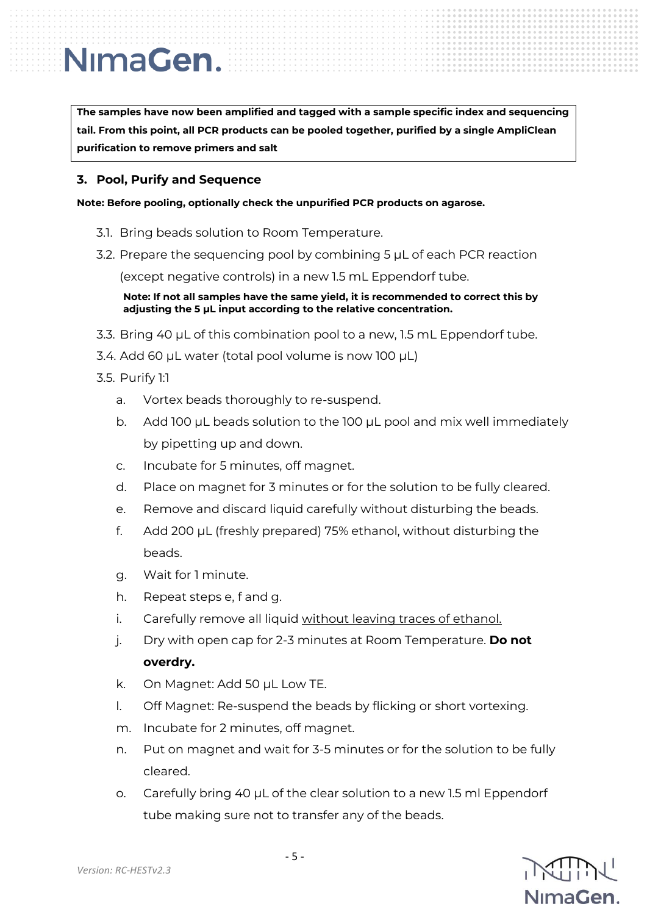**The samples have now been amplified and tagged with a sample specific index and sequencing tail. From this point, all PCR products can be pooled together, purified by a single AmpliClean purification to remove primers and salt**

## 3. Pool, Purify and Sequence

**Note: Before pooling, optionally check the unpurified PCR products on agarose.**

3.1. Bring beads solution to Room Temperature.

3.2. Prepare the sequencing pool by combining 5 µL of each PCR reaction (except negative controls) in a new 1.5 mL Eppendorf tube.

**Note: If not all samples have the same yield, it is recommended to correct this by adjusting the 5 µL input according to the relative concentration.**

3.3. Bring 40 µL of this combination pool to a new, 1.5 mL Eppendorf tube.

3.4. Add 60 µL water (total pool volume is now 100 µL)

3.5. Purify 1:1

a. Vortex beads thoroughly to re-suspend.

b. Add 100 µL beads solution to the 100 µL pool and mix well immediately by pipetting up and down.

c. Incubate for 5 minutes, off magnet.

d. Place on magnet for 3 minutes or for the solution to be fully cleared.

e. Remove and discard liquid carefully without disturbing the beads.

f. Add 200 µL (freshly prepared) 75% ethanol, without disturbing the beads.

g. Wait for 1 minute.

h. Repeat steps e, f and g.

i. Carefully remove all liquid without leaving traces of ethanol.

j. Dry with open cap for 2-3 minutes at Room Temperature. **Do not overdry.**

k. On Magnet: Add 50 µL Low TE.

l. Off Magnet: Re-suspend the beads by flicking or short vortexing.

m. Incubate for 2 minutes, off magnet.

n. Put on magnet and wait for 3-5 minutes or for the solution to be fully cleared.

o. Carefully bring 40 µL of the clear solution to a new 1.5 ml Eppendorf tube making sure not to transfer any of the beads.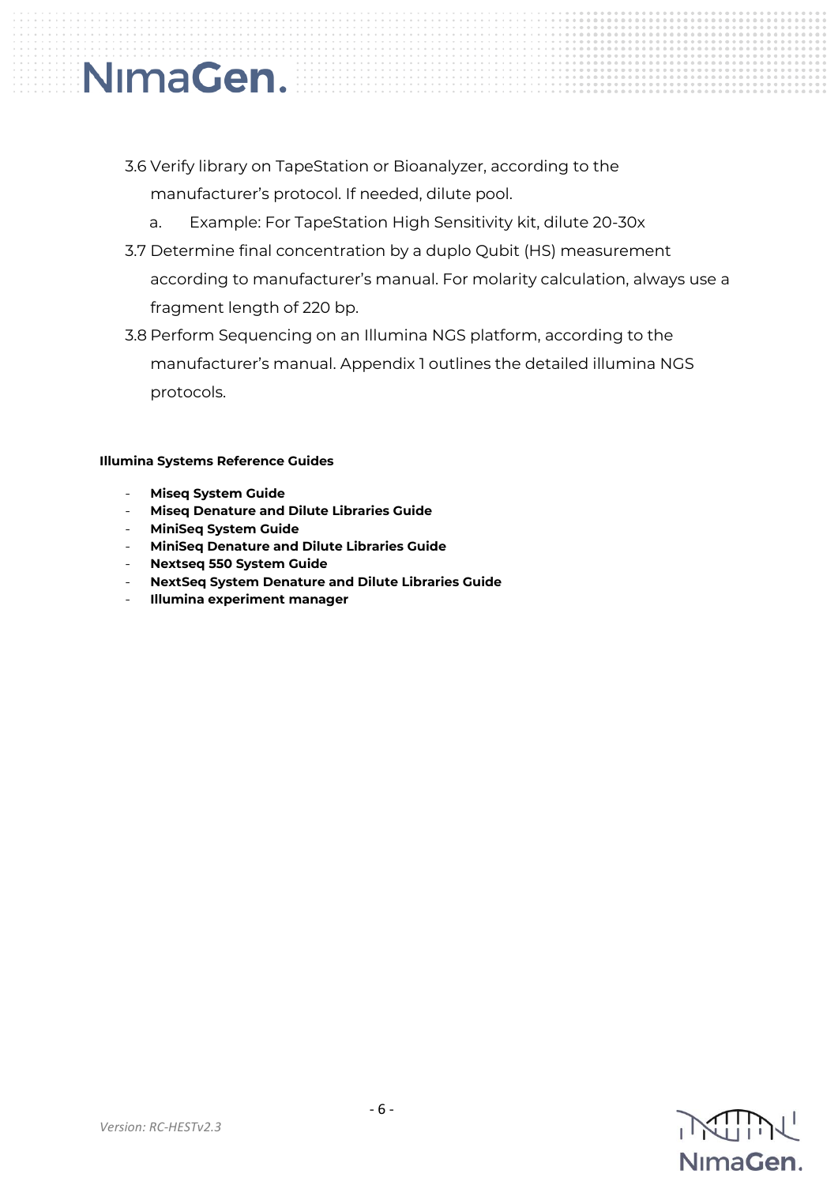3.6 Verify library on TapeStation or Bioanalyzer, according to the manufacturer's protocol. If needed, dilute pool.

   a. Example: For TapeStation High Sensitivity kit, dilute 20-30x

3.7 Determine final concentration by a duplo Qubit (HS) measurement according to manufacturer's manual. For molarity calculation, always use a fragment length of 220 bp.

3.8 Perform Sequencing on an Illumina NGS platform, according to the manufacturer's manual. Appendix 1 outlines the detailed illumina NGS protocols.

**Illumina Systems Reference Guides**

- **Miseq System Guide**
- **Miseq Denature and Dilute Libraries Guide**
- **MiniSeq System Guide**
- **MiniSeq Denature and Dilute Libraries Guide**
- **Nextseq 550 System Guide**
- **NextSeq System Denature and Dilute Libraries Guide**
- **Illumina experiment manager**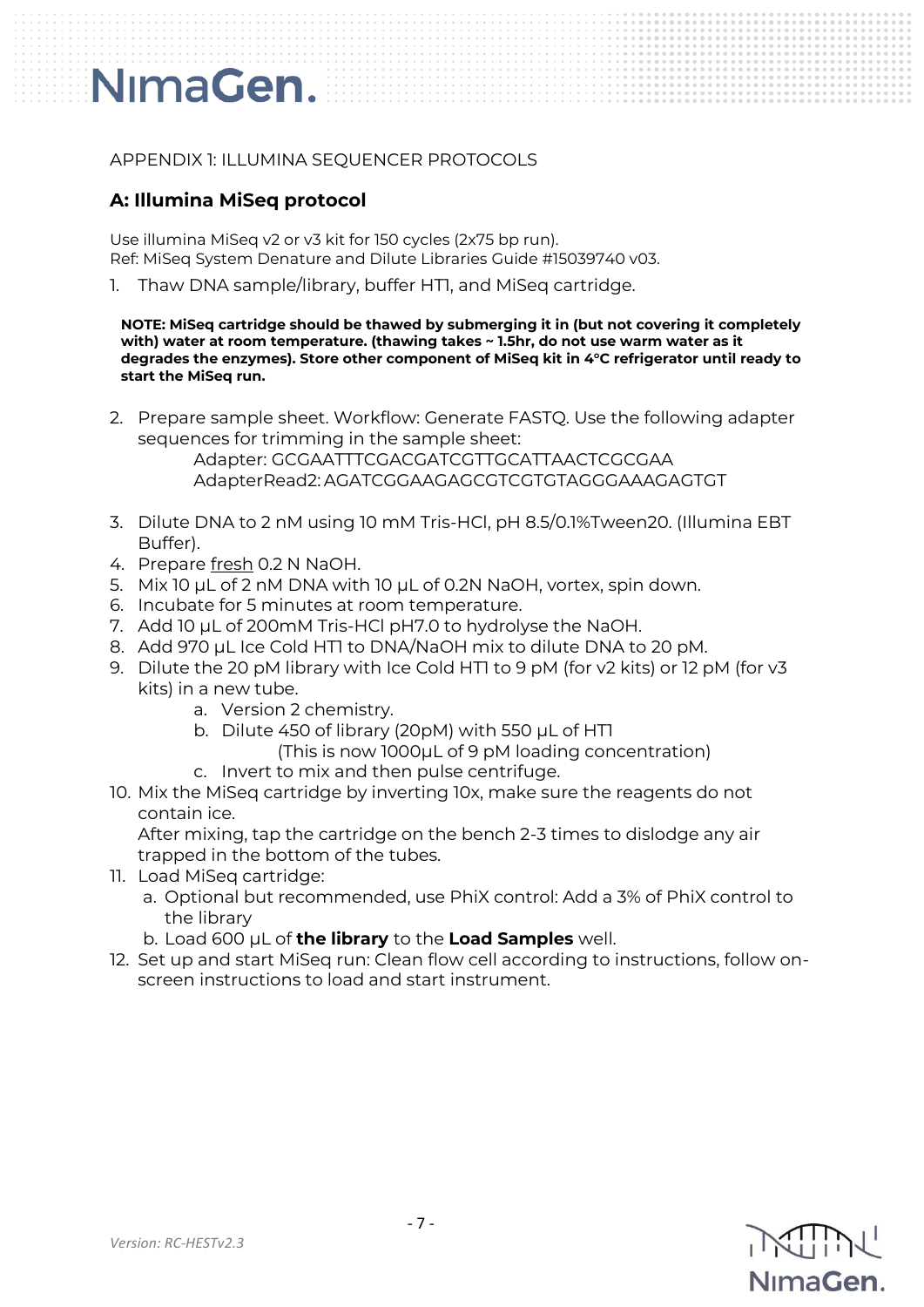APPENDIX 1: ILLUMINA SEQUENCER PROTOCOLS

## A: Illumina MiSeq protocol

Use illumina MiSeq v2 or v3 kit for 150 cycles (2x75 bp run).
Ref: MiSeq System Denature and Dilute Libraries Guide #15039740 v03.

1. Thaw DNA sample/library, buffer HT1, and MiSeq cartridge.

**NOTE: MiSeq cartridge should be thawed by submerging it in (but not covering it completely with) water at room temperature. (thawing takes ~ 1.5hr, do not use warm water as it degrades the enzymes). Store other component of MiSeq kit in 4°C refrigerator until ready to start the MiSeq run.**

2. Prepare sample sheet. Workflow: Generate FASTQ. Use the following adapter sequences for trimming in the sample sheet:
   Adapter: GCGAATTTCGACGATCGTTGCATTAACTCGCGAA
   AdapterRead2: AGATCGGAAGAGCGTCGTGTAGGGAAAGAGTGT
3. Dilute DNA to 2 nM using 10 mM Tris-HCl, pH 8.5/0.1%Tween20. (Illumina EBT Buffer).
4. Prepare fresh 0.2 N NaOH.
5. Mix 10 µL of 2 nM DNA with 10 µL of 0.2N NaOH, vortex, spin down.
6. Incubate for 5 minutes at room temperature.
7. Add 10 µL of 200mM Tris-HCl pH7.0 to hydrolyse the NaOH.
8. Add 970 µL Ice Cold HT1 to DNA/NaOH mix to dilute DNA to 20 pM.
9. Dilute the 20 pM library with Ice Cold HT1 to 9 pM (for v2 kits) or 12 pM (for v3 kits) in a new tube.
   a. Version 2 chemistry.
   b. Dilute 450 of library (20pM) with 550 µL of HT1
      (This is now 1000µL of 9 pM loading concentration)
   c. Invert to mix and then pulse centrifuge.
10. Mix the MiSeq cartridge by inverting 10x, make sure the reagents do not contain ice.
    After mixing, tap the cartridge on the bench 2-3 times to dislodge any air trapped in the bottom of the tubes.
11. Load MiSeq cartridge:
    a. Optional but recommended, use PhiX control: Add a 3% of PhiX control to the library
    b. Load 600 µL of **the library** to the **Load Samples** well.
12. Set up and start MiSeq run: Clean flow cell according to instructions, follow on-screen instructions to load and start instrument.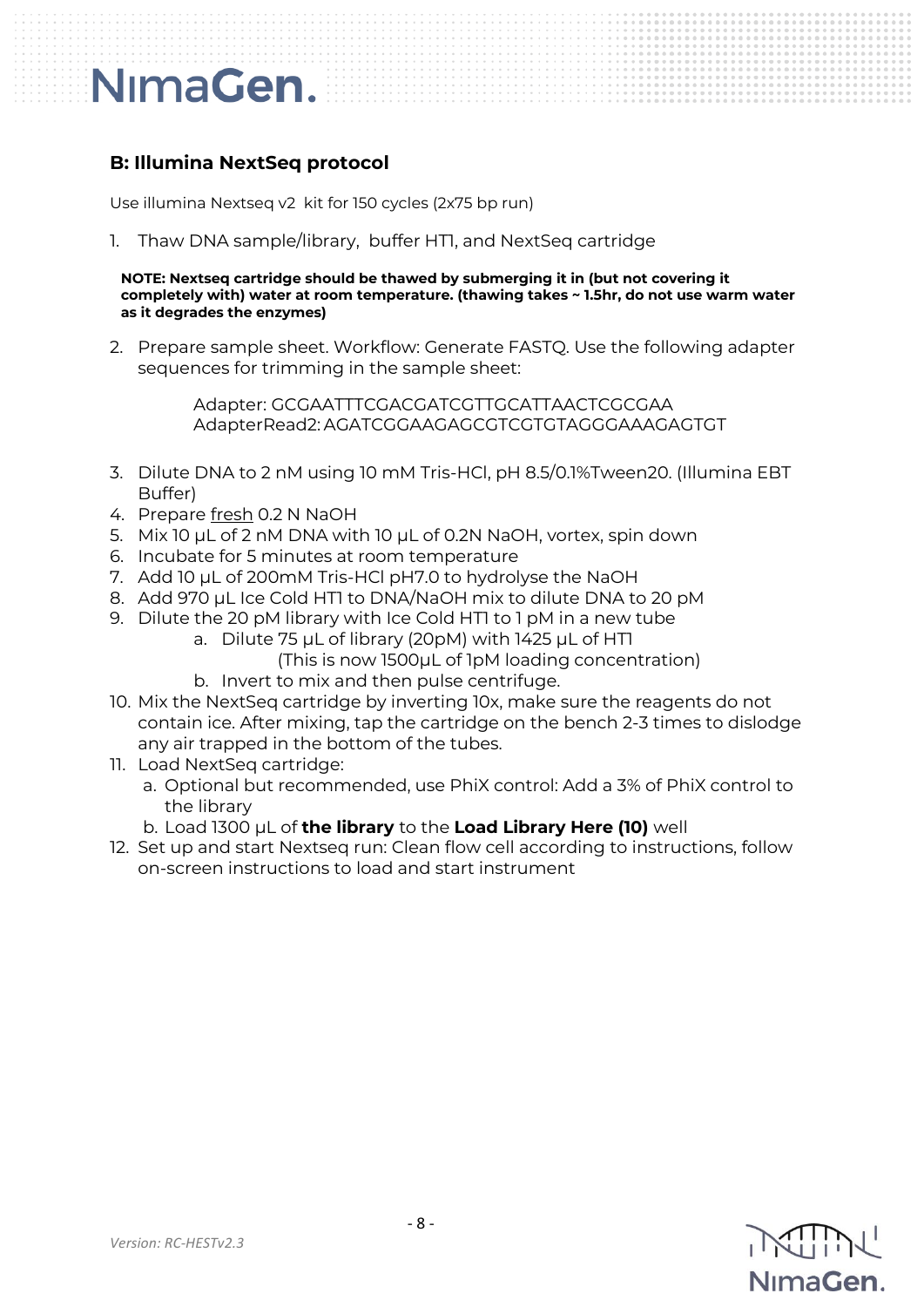## B: Illumina NextSeq protocol

Use illumina Nextseq v2 kit for 150 cycles (2x75 bp run)

1. Thaw DNA sample/library, buffer HT1, and NextSeq cartridge

**NOTE: Nextseq cartridge should be thawed by submerging it in (but not covering it completely with) water at room temperature. (thawing takes ~ 1.5hr, do not use warm water as it degrades the enzymes)**

2. Prepare sample sheet. Workflow: Generate FASTQ. Use the following adapter sequences for trimming in the sample sheet:

   Adapter: GCGAATTTCGACGATCGTTGCATTAACTCGCGAA
   AdapterRead2: AGATCGGAAGAGCGTCGTGTAGGGAAAGAGTGT

3. Dilute DNA to 2 nM using 10 mM Tris-HCl, pH 8.5/0.1%Tween20. (Illumina EBT Buffer)
4. Prepare <u>fresh</u> 0.2 N NaOH
5. Mix 10 µL of 2 nM DNA with 10 µL of 0.2N NaOH, vortex, spin down
6. Incubate for 5 minutes at room temperature
7. Add 10 µL of 200mM Tris-HCl pH7.0 to hydrolyse the NaOH
8. Add 970 µL Ice Cold HT1 to DNA/NaOH mix to dilute DNA to 20 pM
9. Dilute the 20 pM library with Ice Cold HT1 to 1 pM in a new tube
   a. Dilute 75 µL of library (20pM) with 1425 µL of HT1
      (This is now 1500µL of 1pM loading concentration)
   b. Invert to mix and then pulse centrifuge.
10. Mix the NextSeq cartridge by inverting 10x, make sure the reagents do not contain ice. After mixing, tap the cartridge on the bench 2-3 times to dislodge any air trapped in the bottom of the tubes.
11. Load NextSeq cartridge:
    a. Optional but recommended, use PhiX control: Add a 3% of PhiX control to the library
    b. Load 1300 µL of **the library** to the **Load Library Here (10)** well
12. Set up and start Nextseq run: Clean flow cell according to instructions, follow on-screen instructions to load and start instrument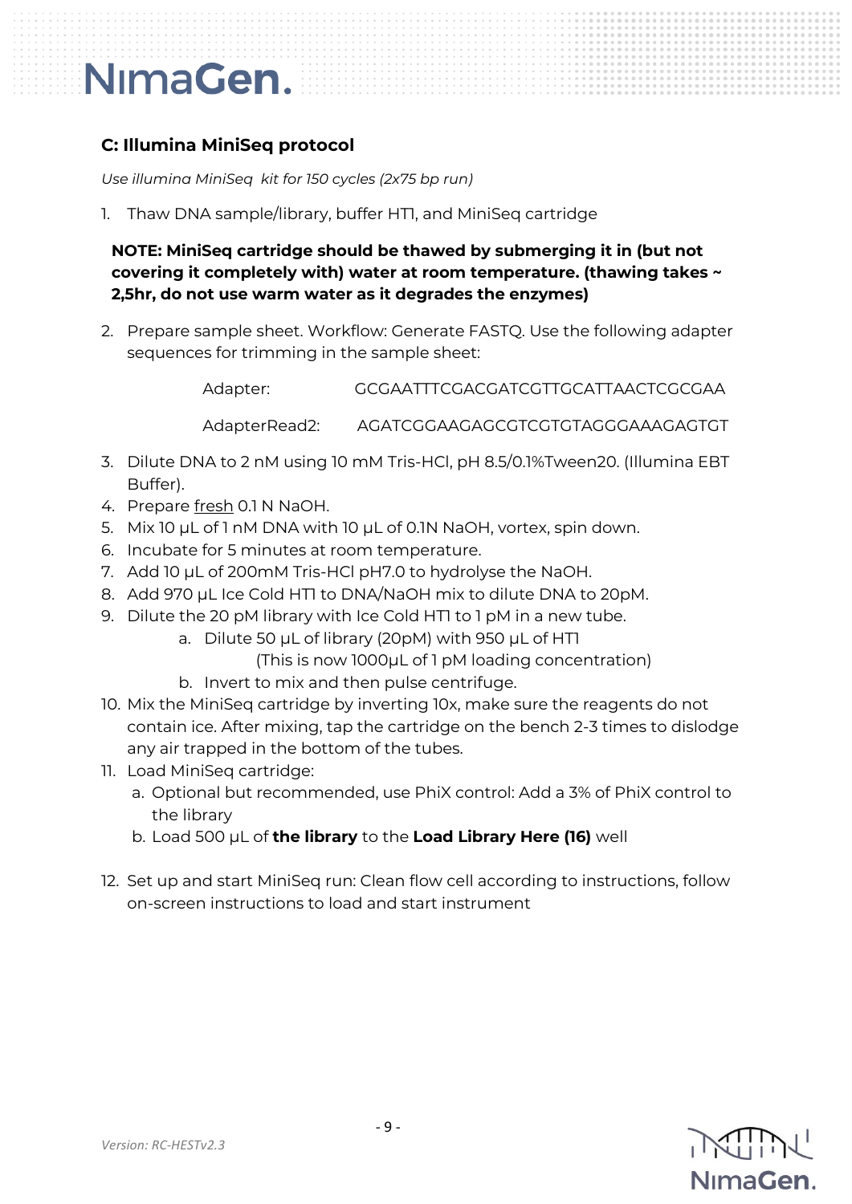### C: Illumina MiniSeq protocol

*Use illumina MiniSeq kit for 150 cycles (2x75 bp run)*

1. Thaw DNA sample/library, buffer HT1, and MiniSeq cartridge

   **NOTE: MiniSeq cartridge should be thawed by submerging it in (but not covering it completely with) water at room temperature. (thawing takes ~ 2,5hr, do not use warm water as it degrades the enzymes)**

2. Prepare sample sheet. Workflow: Generate FASTQ. Use the following adapter sequences for trimming in the sample sheet:

   Adapter: GCGAATTTCGACGATCGTTGCATTAACTCGCGAA

   AdapterRead2: AGATCGGAAGAGCGTCGTGTAGGGAAAGAGTGT

3. Dilute DNA to 2 nM using 10 mM Tris-HCl, pH 8.5/0.1%Tween20. (Illumina EBT Buffer).
4. Prepare <u>fresh</u> 0.1 N NaOH.
5. Mix 10 µL of 1 nM DNA with 10 µL of 0.1N NaOH, vortex, spin down.
6. Incubate for 5 minutes at room temperature.
7. Add 10 µL of 200mM Tris-HCl pH7.0 to hydrolyse the NaOH.
8. Add 970 µL Ice Cold HT1 to DNA/NaOH mix to dilute DNA to 20pM.
9. Dilute the 20 pM library with Ice Cold HT1 to 1 pM in a new tube.
   a. Dilute 50 µL of library (20pM) with 950 µL of HT1
      (This is now 1000µL of 1 pM loading concentration)
   b. Invert to mix and then pulse centrifuge.
10. Mix the MiniSeq cartridge by inverting 10x, make sure the reagents do not contain ice. After mixing, tap the cartridge on the bench 2-3 times to dislodge any air trapped in the bottom of the tubes.
11. Load MiniSeq cartridge:
    a. Optional but recommended, use PhiX control: Add a 3% of PhiX control to the library
    b. Load 500 µL of **the library** to the **Load Library Here (16)** well

12. Set up and start MiniSeq run: Clean flow cell according to instructions, follow on-screen instructions to load and start instrument

*Version: RC-HESTv2.3*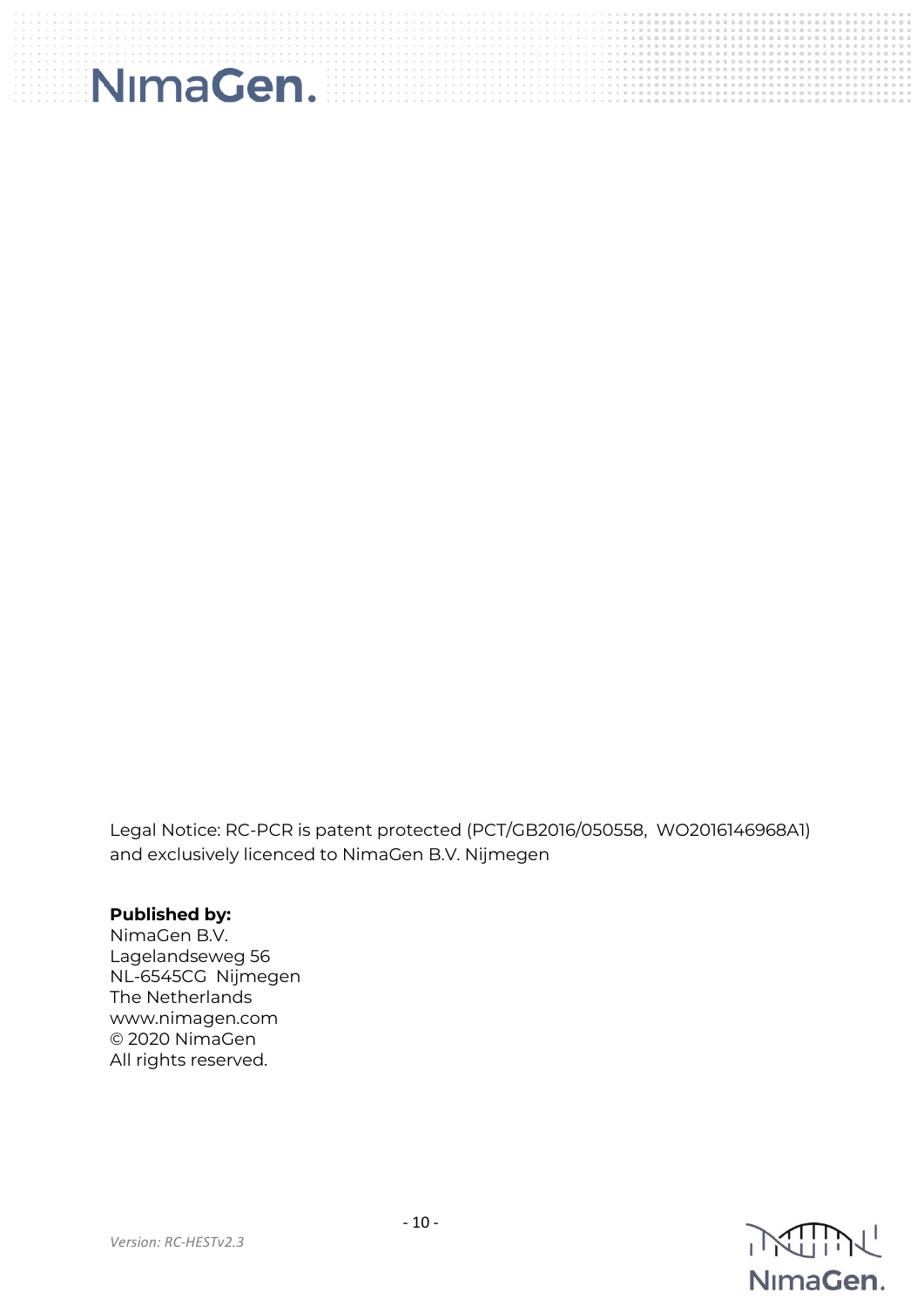Legal Notice: RC-PCR is patent protected (PCT/GB2016/050558, WO2016146968A1) and exclusively licenced to NimaGen B.V. Nijmegen

**Published by:**
NimaGen B.V.
Lagelandseweg 56
NL-6545CG Nijmegen
The Netherlands
www.nimagen.com
© 2020 NimaGen
All rights reserved.

*Version: RC-HESTv2.3*